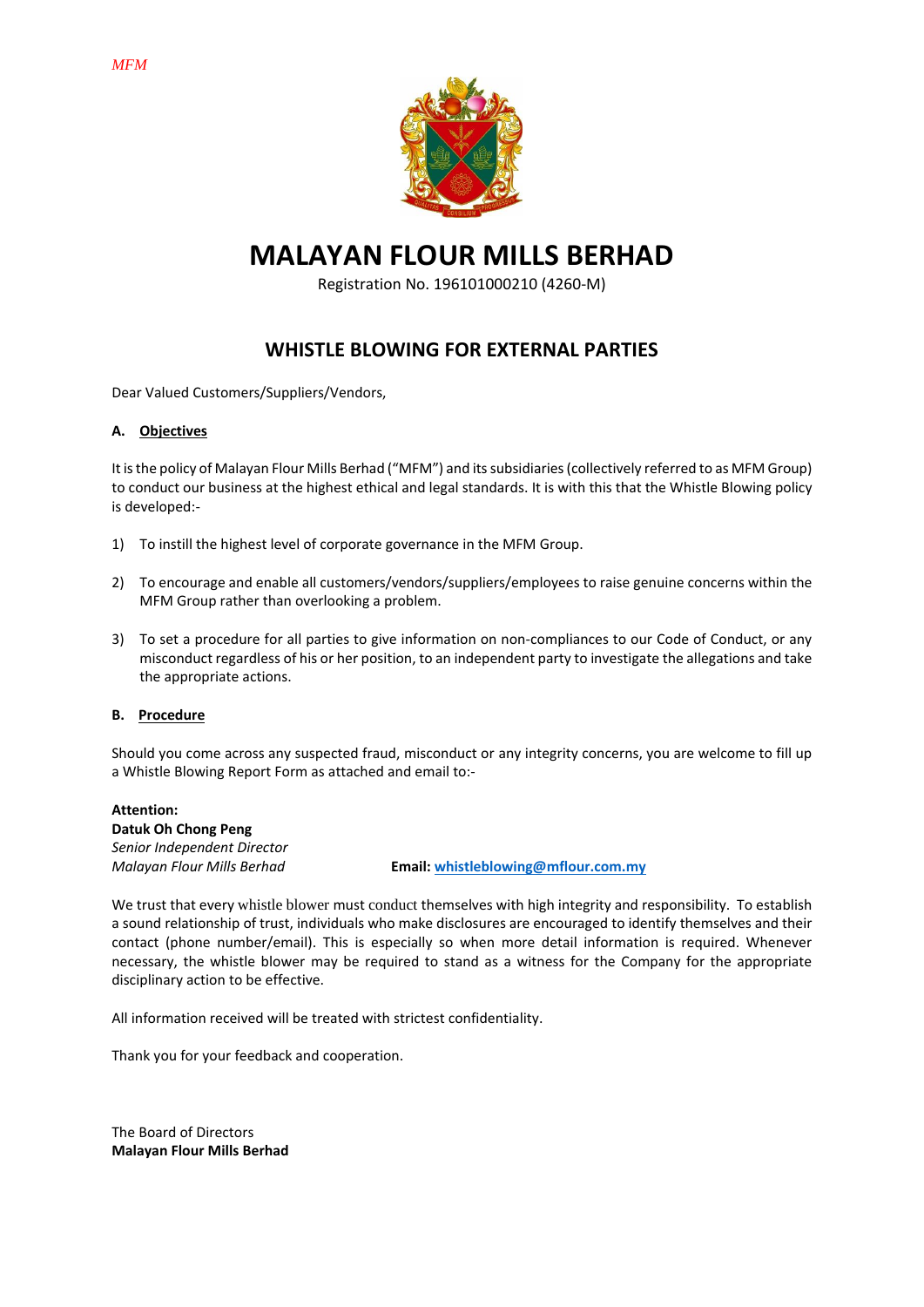# MALAYAN FLOUR MILLS BERHAD

Registration No. 196101000210 (4260-M)

## WHISTLE BLOWING FOR EXTERNAL PARTIES

Dear Valued Customers/Suppliers/Vendors,

### A. Objectives

It is the policy of Malayan Flour Mills Berhad ("MFM") and its subsidiaries (collectively referred to as MFM Group) to conduct our business at the highest ethical and legal standards. It is with this that the Whistle Blowing policy is developed:-

1) To instill the highest level of corporate governance in the MFM Group.

2) To encourage and enable all customers/vendors/suppliers/employees to raise genuine concerns within the MFM Group rather than overlooking a problem.

3) To set a procedure for all parties to give information on non-compliances to our Code of Conduct, or any misconduct regardless of his or her position, to an independent party to investigate the allegations and take the appropriate actions.

### B. Procedure

Should you come across any suspected fraud, misconduct or any integrity concerns, you are welcome to fill up a Whistle Blowing Report Form as attached and email to:-

**Attention:**
**Datuk Oh Chong Peng**
*Senior Independent Director*
*Malayan Flour Mills Berhad*

**Email:** whistleblowing@mflour.com.my

We trust that every whistle blower must conduct themselves with high integrity and responsibility. To establish a sound relationship of trust, individuals who make disclosures are encouraged to identify themselves and their contact (phone number/email). This is especially so when more detail information is required. Whenever necessary, the whistle blower may be required to stand as a witness for the Company for the appropriate disciplinary action to be effective.

All information received will be treated with strictest confidentiality.

Thank you for your feedback and cooperation.

The Board of Directors
**Malayan Flour Mills Berhad**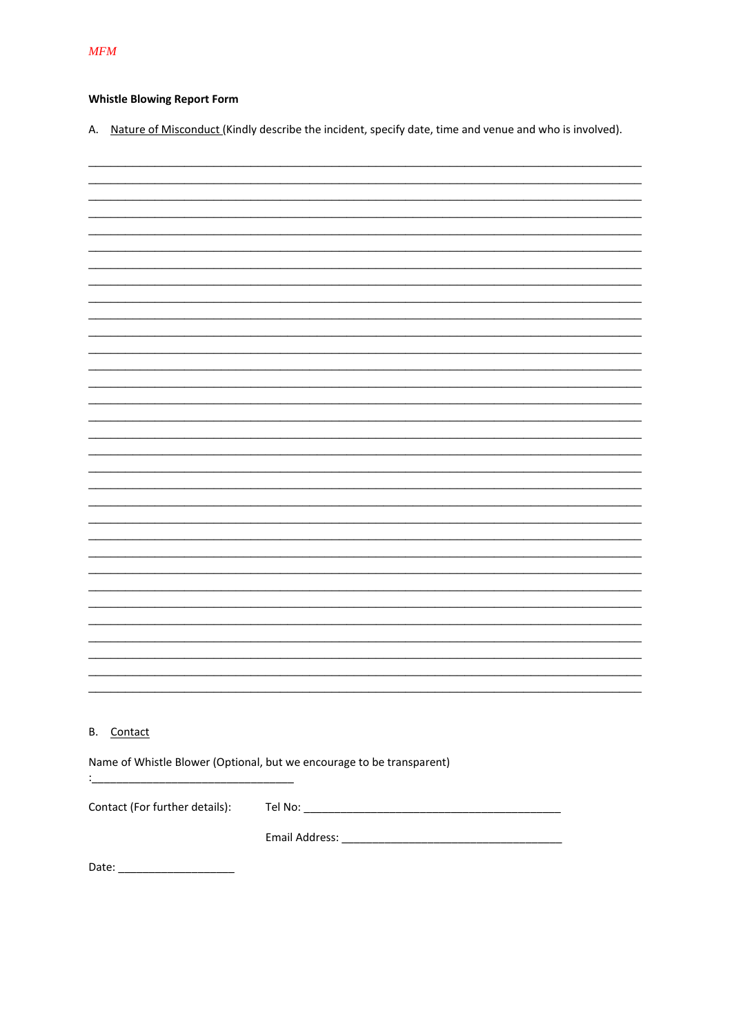MFM

**Whistle Blowing Report Form**

A. Nature of Misconduct (Kindly describe the incident, specify date, time and venue and who is involved).

_______________________________________________________________________________________
_______________________________________________________________________________________
_______________________________________________________________________________________
_______________________________________________________________________________________
_______________________________________________________________________________________
_______________________________________________________________________________________
_______________________________________________________________________________________
_______________________________________________________________________________________
_______________________________________________________________________________________
_______________________________________________________________________________________
_______________________________________________________________________________________
_______________________________________________________________________________________
_______________________________________________________________________________________
_______________________________________________________________________________________
_______________________________________________________________________________________
_______________________________________________________________________________________
_______________________________________________________________________________________
_______________________________________________________________________________________
_______________________________________________________________________________________
_______________________________________________________________________________________
_______________________________________________________________________________________
_______________________________________________________________________________________
_______________________________________________________________________________________
_______________________________________________________________________________________
_______________________________________________________________________________________
_______________________________________________________________________________________
_______________________________________________________________________________________
_______________________________________________________________________________________
_______________________________________________________________________________________
_______________________________________________________________________________________
_______________________________________________________________________________________
_______________________________________________________________________________________

B. Contact

Name of Whistle Blower (Optional, but we encourage to be transparent) :________________________________

Contact (For further details): Tel No: ____________________________________________

Email Address: _____________________________________

Date: ___________________